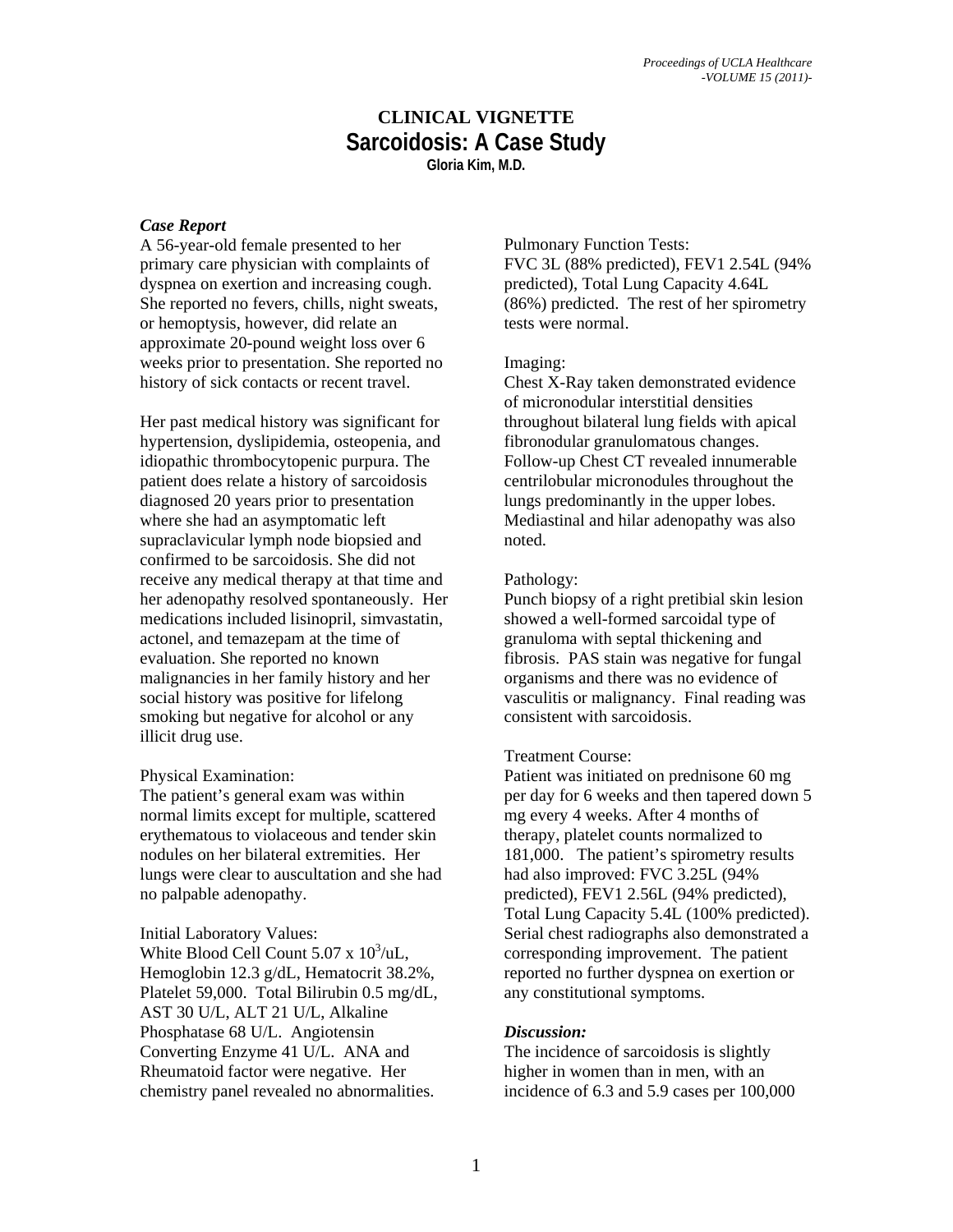# CLINICAL VIGNETTE

# Sarcoidosis: A Case Study

**Gloria Kim, M.D.**

### *Case Report*

A 56-year-old female presented to her primary care physician with complaints of dyspnea on exertion and increasing cough. She reported no fevers, chills, night sweats, or hemoptysis, however, did relate an approximate 20-pound weight loss over 6 weeks prior to presentation. She reported no history of sick contacts or recent travel.

Her past medical history was significant for hypertension, dyslipidemia, osteopenia, and idiopathic thrombocytopenic purpura. The patient does relate a history of sarcoidosis diagnosed 20 years prior to presentation where she had an asymptomatic left supraclavicular lymph node biopsied and confirmed to be sarcoidosis. She did not receive any medical therapy at that time and her adenopathy resolved spontaneously. Her medications included lisinopril, simvastatin, actonel, and temazepam at the time of evaluation. She reported no known malignancies in her family history and her social history was positive for lifelong smoking but negative for alcohol or any illicit drug use.

Physical Examination:
The patient's general exam was within normal limits except for multiple, scattered erythematous to violaceous and tender skin nodules on her bilateral extremities. Her lungs were clear to auscultation and she had no palpable adenopathy.

Initial Laboratory Values:
White Blood Cell Count 5.07 x $10^3$/uL, Hemoglobin 12.3 g/dL, Hematocrit 38.2%, Platelet 59,000. Total Bilirubin 0.5 mg/dL, AST 30 U/L, ALT 21 U/L, Alkaline Phosphatase 68 U/L. Angiotensin Converting Enzyme 41 U/L. ANA and Rheumatoid factor were negative. Her chemistry panel revealed no abnormalities.

Pulmonary Function Tests:
FVC 3L (88% predicted), FEV1 2.54L (94% predicted), Total Lung Capacity 4.64L (86%) predicted. The rest of her spirometry tests were normal.

Imaging:
Chest X-Ray taken demonstrated evidence of micronodular interstitial densities throughout bilateral lung fields with apical fibronodular granulomatous changes. Follow-up Chest CT revealed innumerable centrilobular micronodules throughout the lungs predominantly in the upper lobes. Mediastinal and hilar adenopathy was also noted.

Pathology:
Punch biopsy of a right pretibial skin lesion showed a well-formed sarcoidal type of granuloma with septal thickening and fibrosis. PAS stain was negative for fungal organisms and there was no evidence of vasculitis or malignancy. Final reading was consistent with sarcoidosis.

Treatment Course:
Patient was initiated on prednisone 60 mg per day for 6 weeks and then tapered down 5 mg every 4 weeks. After 4 months of therapy, platelet counts normalized to 181,000. The patient's spirometry results had also improved: FVC 3.25L (94% predicted), FEV1 2.56L (94% predicted), Total Lung Capacity 5.4L (100% predicted). Serial chest radiographs also demonstrated a corresponding improvement. The patient reported no further dyspnea on exertion or any constitutional symptoms.

### *Discussion:*

The incidence of sarcoidosis is slightly higher in women than in men, with an incidence of 6.3 and 5.9 cases per 100,000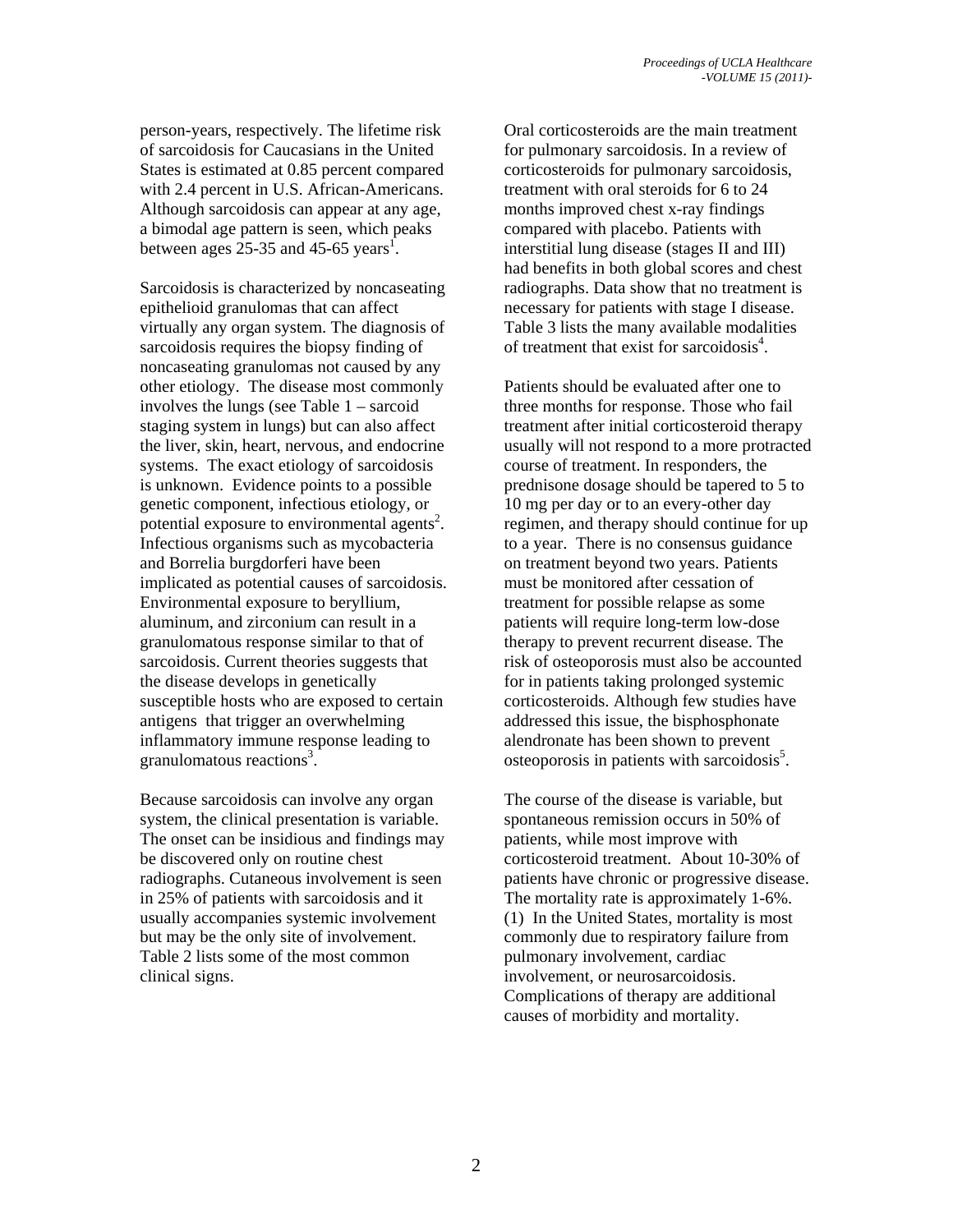person-years, respectively. The lifetime risk of sarcoidosis for Caucasians in the United States is estimated at 0.85 percent compared with 2.4 percent in U.S. African-Americans. Although sarcoidosis can appear at any age, a bimodal age pattern is seen, which peaks between ages 25-35 and 45-65 years[1].

Sarcoidosis is characterized by noncaseating epithelioid granulomas that can affect virtually any organ system. The diagnosis of sarcoidosis requires the biopsy finding of noncaseating granulomas not caused by any other etiology. The disease most commonly involves the lungs (see Table 1 – sarcoid staging system in lungs) but can also affect the liver, skin, heart, nervous, and endocrine systems. The exact etiology of sarcoidosis is unknown. Evidence points to a possible genetic component, infectious etiology, or potential exposure to environmental agents[2]. Infectious organisms such as mycobacteria and Borrelia burgdorferi have been implicated as potential causes of sarcoidosis. Environmental exposure to beryllium, aluminum, and zirconium can result in a granulomatous response similar to that of sarcoidosis. Current theories suggests that the disease develops in genetically susceptible hosts who are exposed to certain antigens that trigger an overwhelming inflammatory immune response leading to granulomatous reactions[3].

Because sarcoidosis can involve any organ system, the clinical presentation is variable. The onset can be insidious and findings may be discovered only on routine chest radiographs. Cutaneous involvement is seen in 25% of patients with sarcoidosis and it usually accompanies systemic involvement but may be the only site of involvement. Table 2 lists some of the most common clinical signs.

Oral corticosteroids are the main treatment for pulmonary sarcoidosis. In a review of corticosteroids for pulmonary sarcoidosis, treatment with oral steroids for 6 to 24 months improved chest x-ray findings compared with placebo. Patients with interstitial lung disease (stages II and III) had benefits in both global scores and chest radiographs. Data show that no treatment is necessary for patients with stage I disease. Table 3 lists the many available modalities of treatment that exist for sarcoidosis[4].

Patients should be evaluated after one to three months for response. Those who fail treatment after initial corticosteroid therapy usually will not respond to a more protracted course of treatment. In responders, the prednisone dosage should be tapered to 5 to 10 mg per day or to an every-other day regimen, and therapy should continue for up to a year. There is no consensus guidance on treatment beyond two years. Patients must be monitored after cessation of treatment for possible relapse as some patients will require long-term low-dose therapy to prevent recurrent disease. The risk of osteoporosis must also be accounted for in patients taking prolonged systemic corticosteroids. Although few studies have addressed this issue, the bisphosphonate alendronate has been shown to prevent osteoporosis in patients with sarcoidosis[5].

The course of the disease is variable, but spontaneous remission occurs in 50% of patients, while most improve with corticosteroid treatment. About 10-30% of patients have chronic or progressive disease. The mortality rate is approximately 1-6%. (1) In the United States, mortality is most commonly due to respiratory failure from pulmonary involvement, cardiac involvement, or neurosarcoidosis. Complications of therapy are additional causes of morbidity and mortality.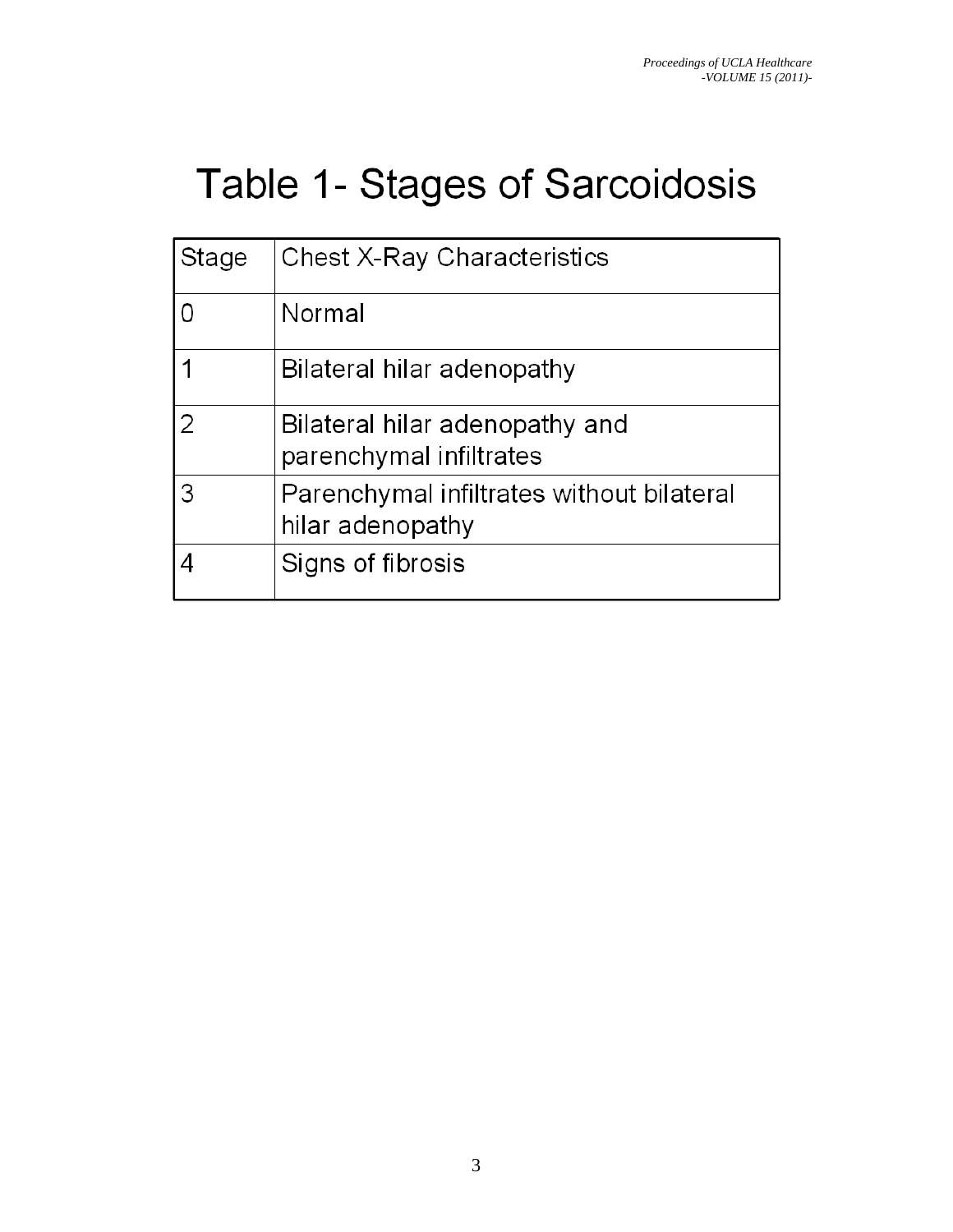# Table 1- Stages of Sarcoidosis

| Stage | Chest X-Ray Characteristics |
|---|---|
| 0 | Normal |
| 1 | Bilateral hilar adenopathy |
| 2 | Bilateral hilar adenopathy and parenchymal infiltrates |
| 3 | Parenchymal infiltrates without bilateral hilar adenopathy |
| 4 | Signs of fibrosis |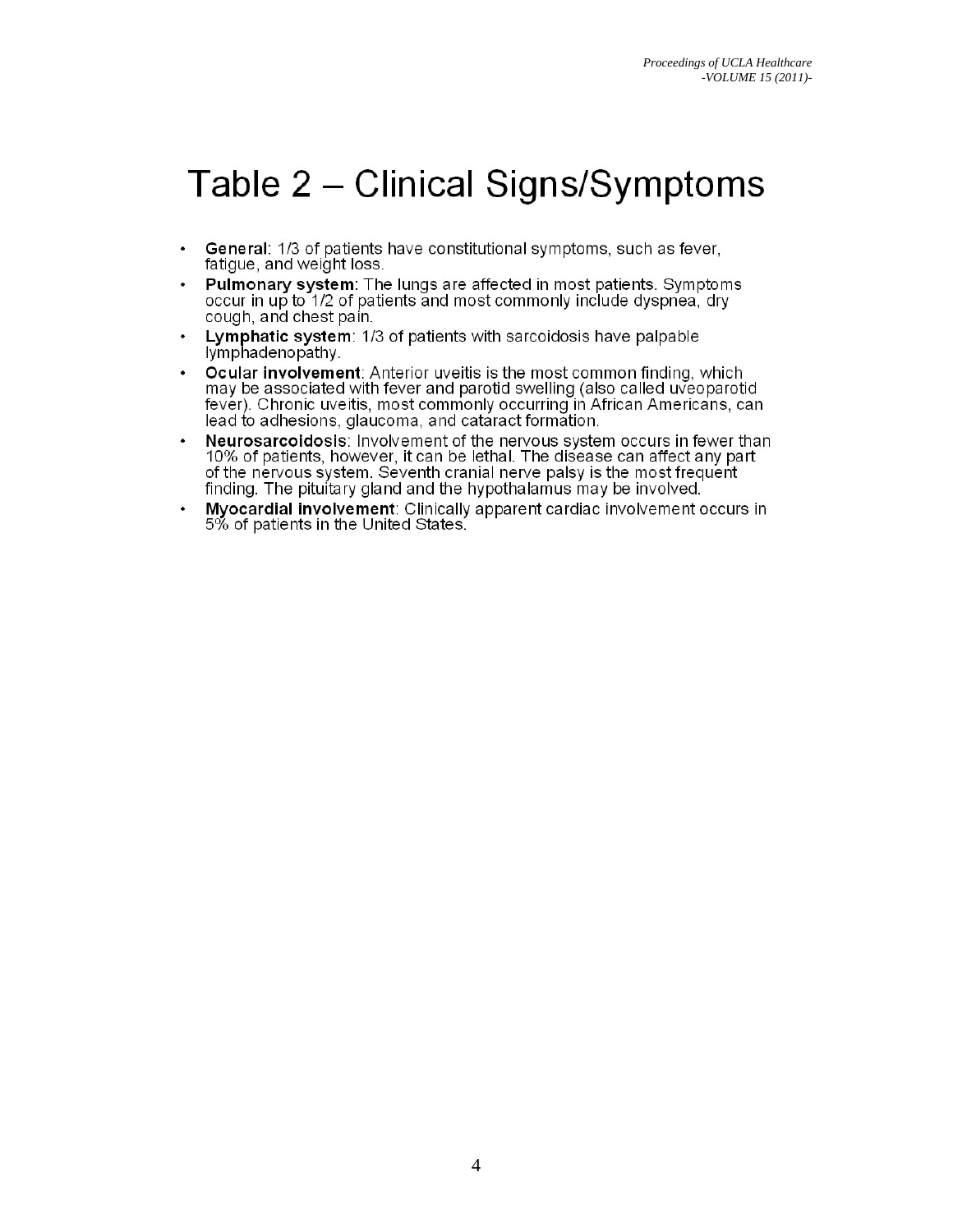# Table 2 – Clinical Signs/Symptoms

- **General**: 1/3 of patients have constitutional symptoms, such as fever, fatigue, and weight loss.
- **Pulmonary system:** The lungs are affected in most patients. Symptoms occur in up to 1/2 of patients and most commonly include dyspnea, dry cough, and chest pain.
- **Lymphatic system**: 1/3 of patients with sarcoidosis have palpable lymphadenopathy.
- **Ocular involvement**: Anterior uveitis is the most common finding, which may be associated with fever and parotid swelling (also called uveoparotid fever). Chronic uveitis, most commonly occurring in African Americans, can lead to adhesions, glaucoma, and cataract formation.
- **Neurosarcoidosis**: Involvement of the nervous system occurs in fewer than 10% of patients, however, it can be lethal. The disease can affect any part of the nervous system. Seventh cranial nerve palsy is the most frequent finding. The pituitary gland and the hypothalamus may be involved.
- **Myocardial involvement**: Clinically apparent cardiac involvement occurs in 5% of patients in the United States.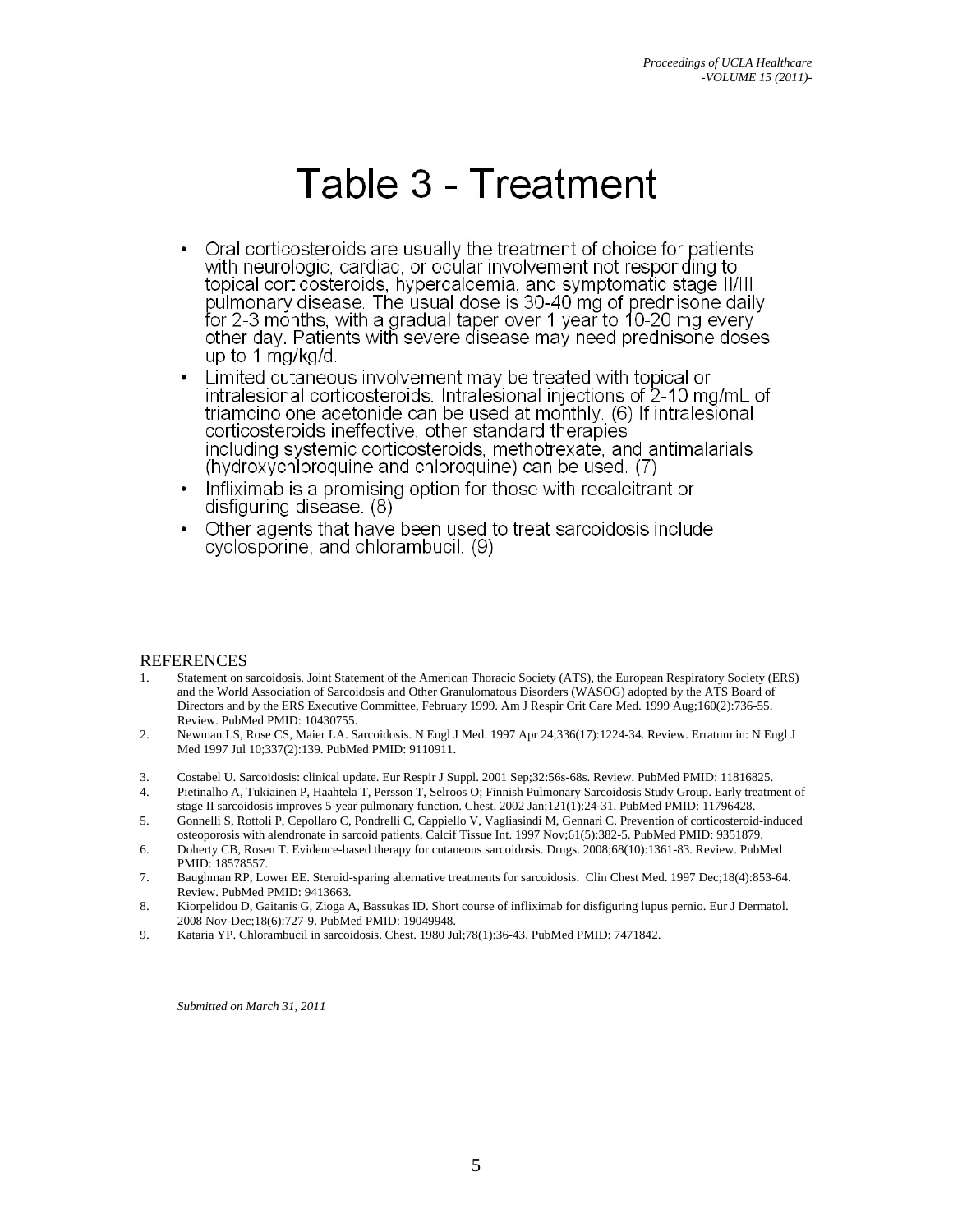# Table 3 - Treatment

- Oral corticosteroids are usually the treatment of choice for patients with neurologic, cardiac, or ocular involvement not responding to topical corticosteroids, hypercalcemia, and symptomatic stage II/III pulmonary disease. The usual dose is 30-40 mg of prednisone daily for 2-3 months, with a gradual taper over 1 year to 10-20 mg every other day. Patients with severe disease may need prednisone doses up to 1 mg/kg/d.
- Limited cutaneous involvement may be treated with topical or intralesional corticosteroids. Intralesional injections of 2-10 mg/mL of triamcinolone acetonide can be used at monthly. (6) If intralesional corticosteroids ineffective, other standard therapies including systemic corticosteroids, methotrexate, and antimalarials (hydroxychloroquine and chloroquine) can be used. (7)
- Infliximab is a promising option for those with recalcitrant or disfiguring disease. (8)
- Other agents that have been used to treat sarcoidosis include cyclosporine, and chlorambucil. (9)

REFERENCES

1. Statement on sarcoidosis. Joint Statement of the American Thoracic Society (ATS), the European Respiratory Society (ERS) and the World Association of Sarcoidosis and Other Granulomatous Disorders (WASOG) adopted by the ATS Board of Directors and by the ERS Executive Committee, February 1999. Am J Respir Crit Care Med. 1999 Aug;160(2):736-55. Review. PubMed PMID: 10430755.
2. Newman LS, Rose CS, Maier LA. Sarcoidosis. N Engl J Med. 1997 Apr 24;336(17):1224-34. Review. Erratum in: N Engl J Med 1997 Jul 10;337(2):139. PubMed PMID: 9110911.
3. Costabel U. Sarcoidosis: clinical update. Eur Respir J Suppl. 2001 Sep;32:56s-68s. Review. PubMed PMID: 11816825.
4. Pietinalho A, Tukiainen P, Haahtela T, Persson T, Selroos O; Finnish Pulmonary Sarcoidosis Study Group. Early treatment of stage II sarcoidosis improves 5-year pulmonary function. Chest. 2002 Jan;121(1):24-31. PubMed PMID: 11796428.
5. Gonnelli S, Rottoli P, Cepollaro C, Pondrelli C, Cappiello V, Vagliasindi M, Gennari C. Prevention of corticosteroid-induced osteoporosis with alendronate in sarcoid patients. Calcif Tissue Int. 1997 Nov;61(5):382-5. PubMed PMID: 9351879.
6. Doherty CB, Rosen T. Evidence-based therapy for cutaneous sarcoidosis. Drugs. 2008;68(10):1361-83. Review. PubMed PMID: 18578557.
7. Baughman RP, Lower EE. Steroid-sparing alternative treatments for sarcoidosis. Clin Chest Med. 1997 Dec;18(4):853-64. Review. PubMed PMID: 9413663.
8. Kiorpelidou D, Gaitanis G, Zioga A, Bassukas ID. Short course of infliximab for disfiguring lupus pernio. Eur J Dermatol. 2008 Nov-Dec;18(6):727-9. PubMed PMID: 19049948.
9. Kataria YP. Chlorambucil in sarcoidosis. Chest. 1980 Jul;78(1):36-43. PubMed PMID: 7471842.

*Submitted on March 31, 2011*